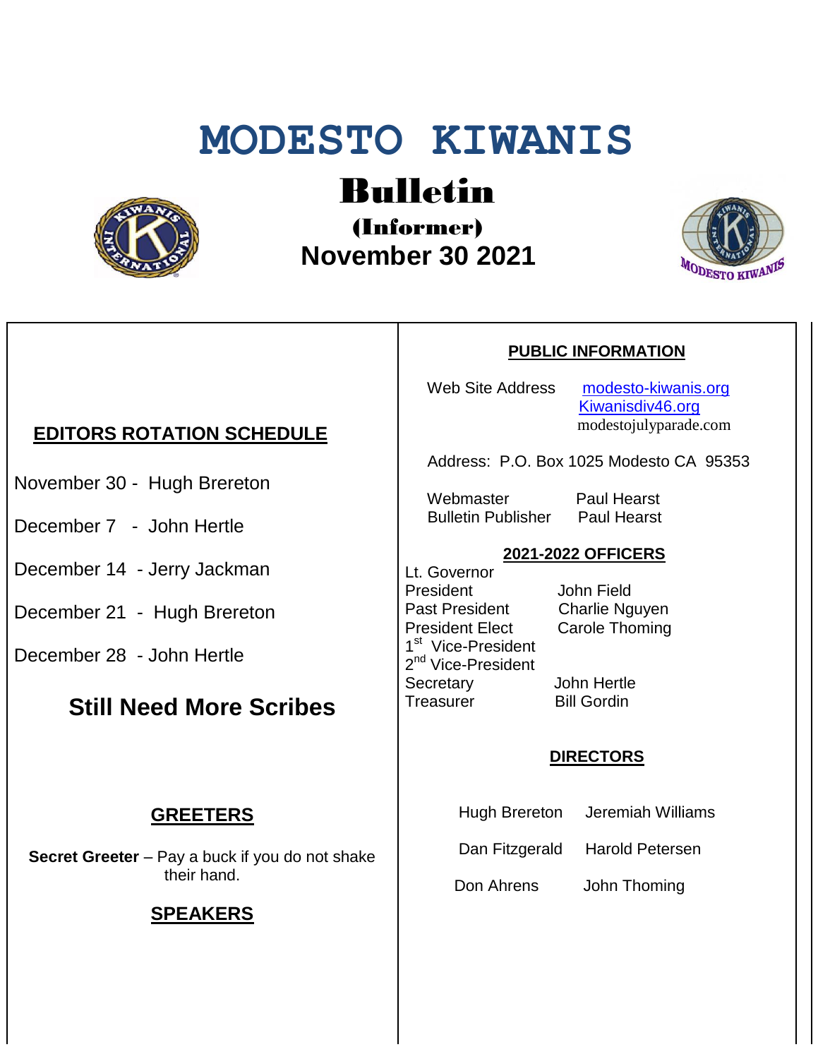# MODESTO KIWANIS

## Bulletin

### (Informer)

### November 30 2021

## EDITORS ROTATION SCHEDULE

November 30 - Hugh Brereton

December 7 - John Hertle

December 14 - Jerry Jackman

December 21 - Hugh Brereton

December 28 - John Hertle

## Still Need More Scribes

## GREETERS

**Secret Greeter** – Pay a buck if you do not shake their hand.

## SPEAKERS

## PUBLIC INFORMATION

Web Site Address: [modesto-kiwanis.org](modesto-kiwanis.org)
[Kiwanisdiv46.org](Kiwanisdiv46.org)
modestojulyparade.com

Address: P.O. Box 1025 Modesto CA 95353

| | |
|---|---|
| Webmaster | Paul Hearst |
| Bulletin Publisher | Paul Hearst |

## 2021-2022 OFFICERS

| | |
|---|---|
| Lt. Governor | |
| President | John Field |
| Past President | Charlie Nguyen |
| President Elect | Carole Thoming |
| 1st Vice-President | |
| 2nd Vice-President | |
| Secretary | John Hertle |
| Treasurer | Bill Gordin |

## DIRECTORS

| | |
|---|---|
| Hugh Brereton | Jeremiah Williams |
| Dan Fitzgerald | Harold Petersen |
| Don Ahrens | John Thoming |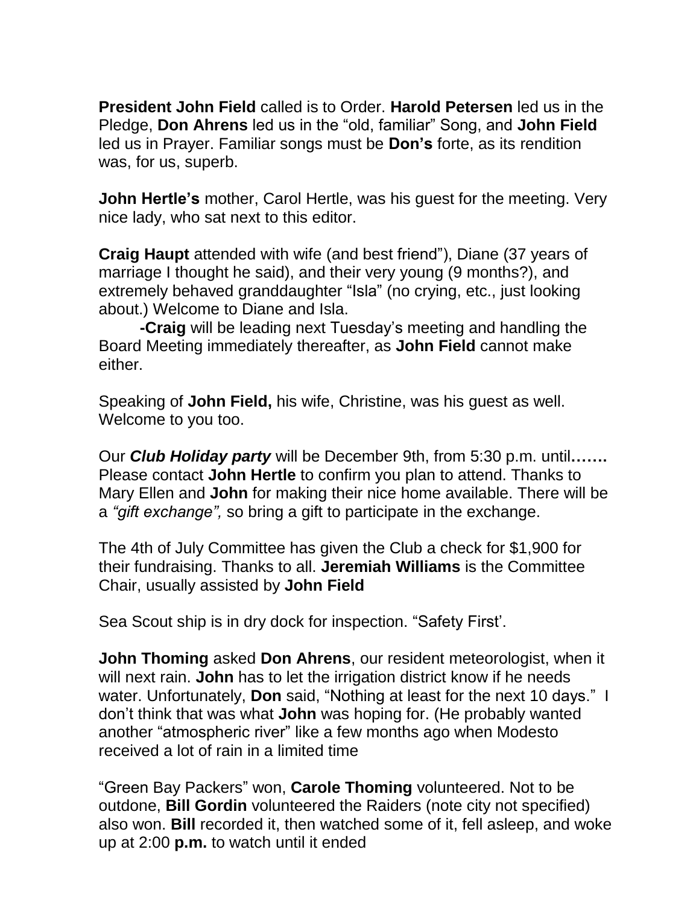**President John Field** called is to Order. **Harold Petersen** led us in the Pledge, **Don Ahrens** led us in the "old, familiar" Song, and **John Field** led us in Prayer. Familiar songs must be **Don's** forte, as its rendition was, for us, superb.

**John Hertle's** mother, Carol Hertle, was his guest for the meeting. Very nice lady, who sat next to this editor.

**Craig Haupt** attended with wife (and best friend"), Diane (37 years of marriage I thought he said), and their very young (9 months?), and extremely behaved granddaughter "Isla" (no crying, etc., just looking about.) Welcome to Diane and Isla.

**-Craig** will be leading next Tuesday's meeting and handling the Board Meeting immediately thereafter, as **John Field** cannot make either.

Speaking of **John Field,** his wife, Christine, was his guest as well. Welcome to you too.

Our ***Club Holiday party*** will be December 9th, from 5:30 p.m. until**…….** Please contact **John Hertle** to confirm you plan to attend. Thanks to Mary Ellen and **John** for making their nice home available. There will be a *"gift exchange",* so bring a gift to participate in the exchange.

The 4th of July Committee has given the Club a check for $1,900 for their fundraising. Thanks to all. **Jeremiah Williams** is the Committee Chair, usually assisted by **John Field**

Sea Scout ship is in dry dock for inspection. "Safety First'.

**John Thoming** asked **Don Ahrens**, our resident meteorologist, when it will next rain. **John** has to let the irrigation district know if he needs water. Unfortunately, **Don** said, "Nothing at least for the next 10 days." I don't think that was what **John** was hoping for. (He probably wanted another "atmospheric river" like a few months ago when Modesto received a lot of rain in a limited time

"Green Bay Packers" won, **Carole Thoming** volunteered. Not to be outdone, **Bill Gordin** volunteered the Raiders (note city not specified) also won. **Bill** recorded it, then watched some of it, fell asleep, and woke up at 2:00 **p.m.** to watch until it ended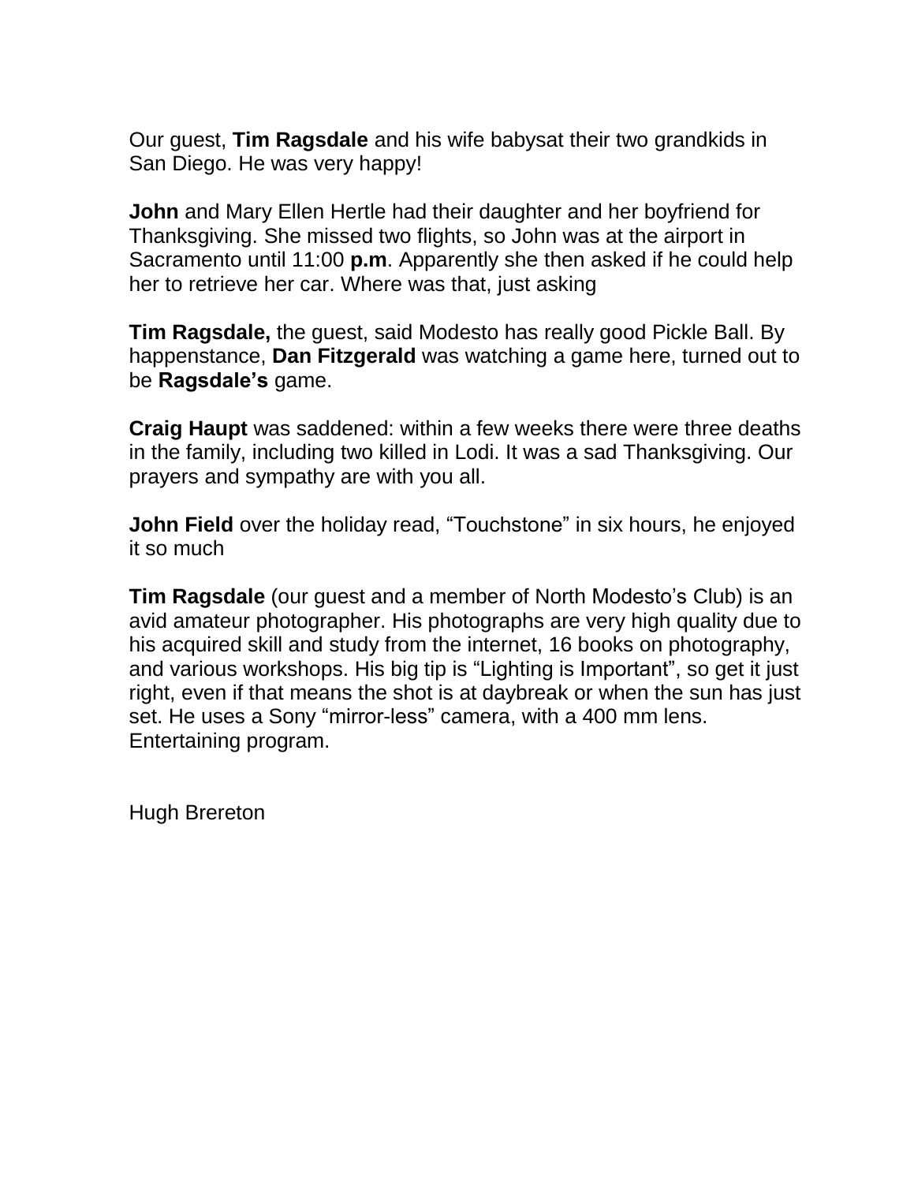Our guest, **Tim Ragsdale** and his wife babysat their two grandkids in San Diego. He was very happy!

**John** and Mary Ellen Hertle had their daughter and her boyfriend for Thanksgiving. She missed two flights, so John was at the airport in Sacramento until 11:00 **p.m**. Apparently she then asked if he could help her to retrieve her car. Where was that, just asking

**Tim Ragsdale,** the guest, said Modesto has really good Pickle Ball. By happenstance, **Dan Fitzgerald** was watching a game here, turned out to be **Ragsdale's** game.

**Craig Haupt** was saddened: within a few weeks there were three deaths in the family, including two killed in Lodi. It was a sad Thanksgiving. Our prayers and sympathy are with you all.

**John Field** over the holiday read, "Touchstone" in six hours, he enjoyed it so much

**Tim Ragsdale** (our guest and a member of North Modesto's Club) is an avid amateur photographer. His photographs are very high quality due to his acquired skill and study from the internet, 16 books on photography, and various workshops. His big tip is "Lighting is Important", so get it just right, even if that means the shot is at daybreak or when the sun has just set. He uses a Sony "mirror-less" camera, with a 400 mm lens. Entertaining program.

Hugh Brereton